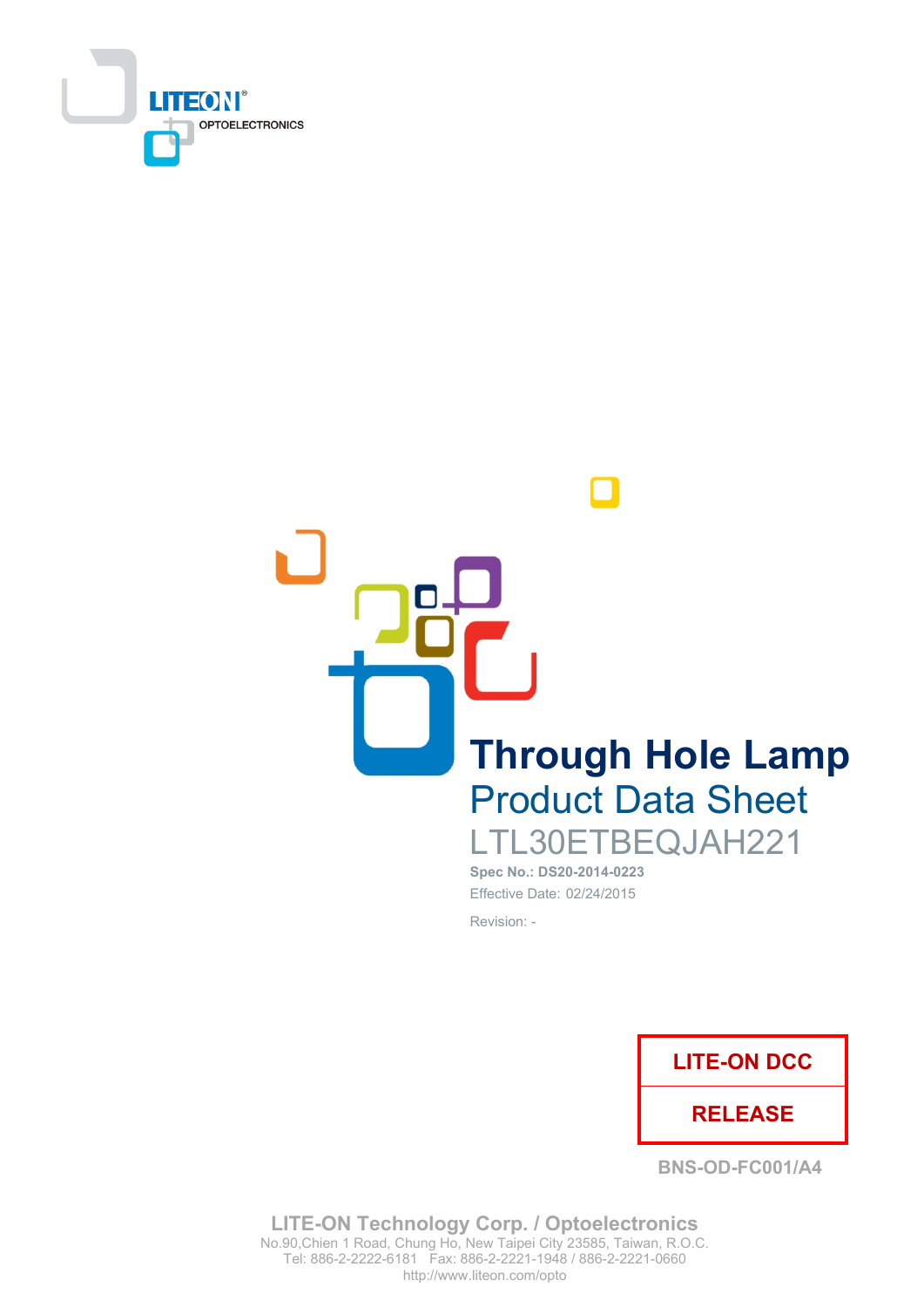LITEON OPTOELECTRONICS

# Through Hole Lamp

## Product Data Sheet

LTL30ETBEQJAH221

**Spec No.: DS20-2014-0223**

Effective Date: 02/24/2015

Revision: -

| LITE-ON DCC |
|---|
| RELEASE |

BNS-OD-FC001/A4

**LITE-ON Technology Corp. / Optoelectronics**
No.90,Chien 1 Road, Chung Ho, New Taipei City 23585, Taiwan, R.O.C.
Tel: 886-2-2222-6181 Fax: 886-2-2221-1948 / 886-2-2221-0660
http://www.liteon.com/opto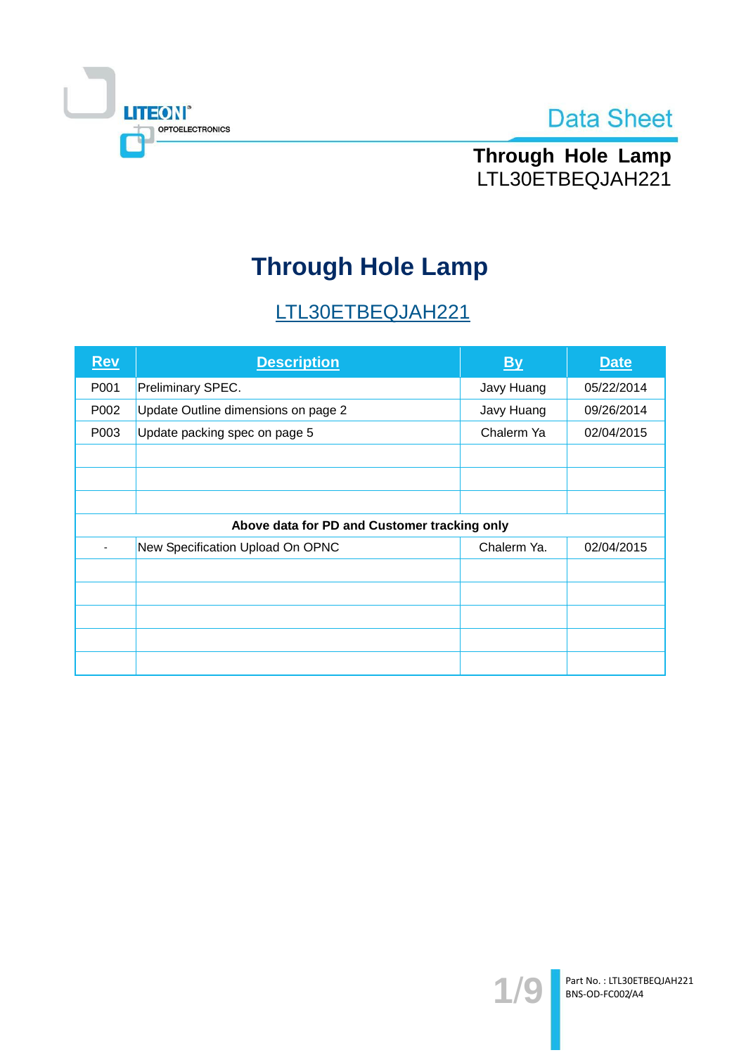# Through Hole Lamp

## LTL30ETBEQJAH221

| Rev | Description | By | Date |
|---|---|---|---|
| P001 | Preliminary SPEC. | Javy Huang | 05/22/2014 |
| P002 | Update Outline dimensions on page 2 | Javy Huang | 09/26/2014 |
| P003 | Update packing spec on page 5 | Chalerm Ya | 02/04/2015 |
| | | | |
| | | | |
| | | | |
| **Above data for PD and Customer tracking only** | | | |
| - | New Specification Upload On OPNC | Chalerm Ya. | 02/04/2015 |
| | | | |
| | | | |
| | | | |
| | | | |
| | | | |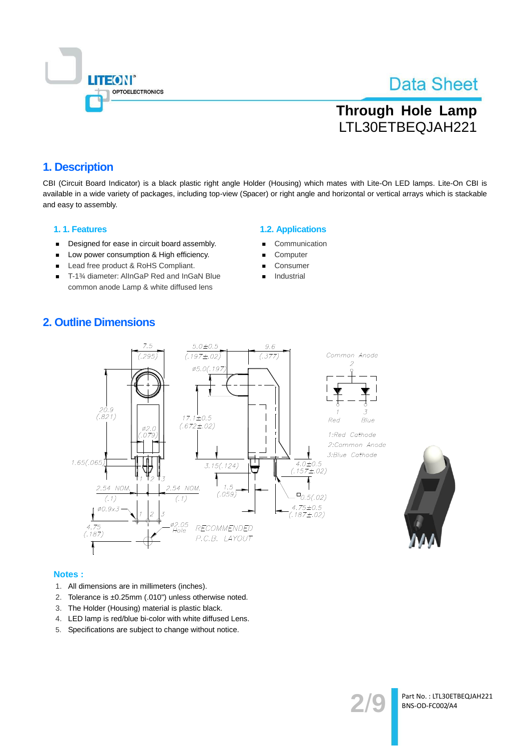## 1. Description

CBI (Circuit Board Indicator) is a black plastic right angle Holder (Housing) which mates with Lite-On LED lamps. Lite-On CBI is available in a wide variety of packages, including top-view (Spacer) or right angle and horizontal or vertical arrays which is stackable and easy to assembly.

### 1. 1. Features

- Designed for ease in circuit board assembly.
- Low power consumption & High efficiency.
- Lead free product & RoHS Compliant.
- T-1¾ diameter: AlInGaP Red and InGaN Blue common anode Lamp & white diffused lens

### 1.2. Applications

- Communication
- Computer
- Consumer
- Industrial

## 2. Outline Dimensions

### Notes :

1. All dimensions are in millimeters (inches).
2. Tolerance is ±0.25mm (.010") unless otherwise noted.
3. The Holder (Housing) material is plastic black.
4. LED lamp is red/blue bi-color with white diffused Lens.
5. Specifications are subject to change without notice.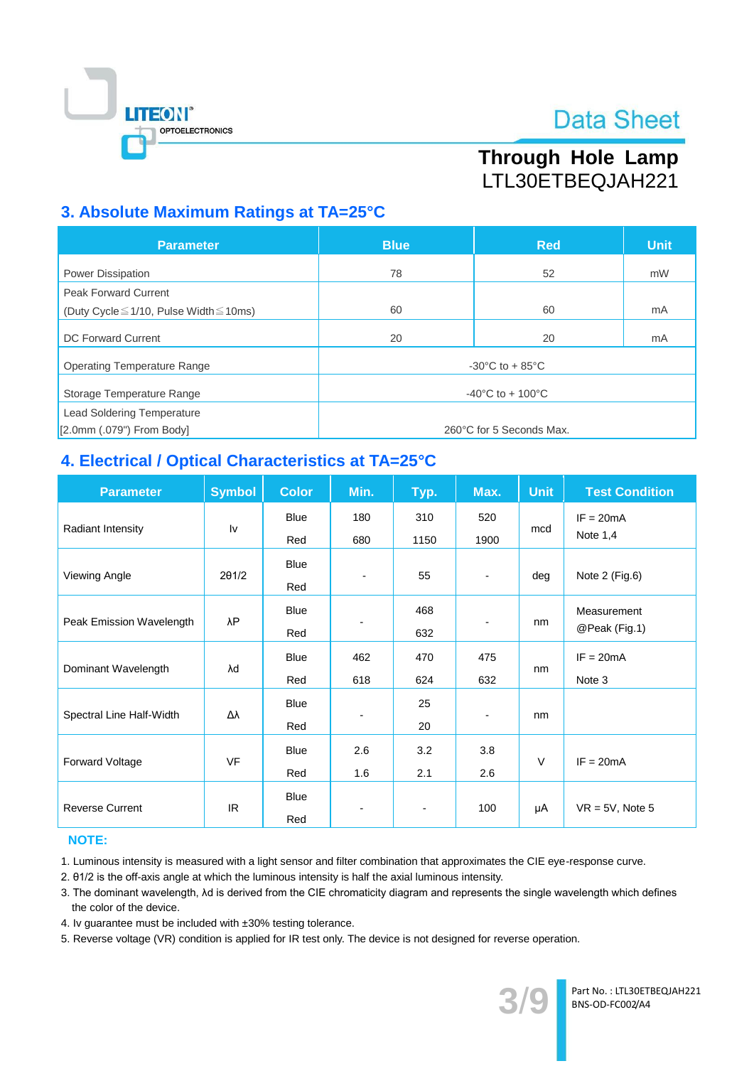## 3. Absolute Maximum Ratings at TA=25°C

| Parameter | Blue | Red | Unit |
|---|---|---|---|
| Power Dissipation | 78 | 52 | mW |
| Peak Forward Current (Duty Cycle≦1/10, Pulse Width≦10ms) | 60 | 60 | mA |
| DC Forward Current | 20 | 20 | mA |
| Operating Temperature Range | -30°C to + 85°C | | |
| Storage Temperature Range | -40°C to + 100°C | | |
| Lead Soldering Temperature [2.0mm (.079") From Body] | 260°C for 5 Seconds Max. | | |

## 4. Electrical / Optical Characteristics at TA=25°C

| Parameter | Symbol | Color | Min. | Typ. | Max. | Unit | Test Condition |
|---|---|---|---|---|---|---|---|
| Radiant Intensity | Iv | Blue | 180 | 310 | 520 | mcd | IF = 20mA Note 1,4 |
| | | Red | 680 | 1150 | 1900 | | |
| Viewing Angle | 2θ1/2 | Blue<br>Red | - | 55 | - | deg | Note 2 (Fig.6) |
| Peak Emission Wavelength | λP | Blue | - | 468 | - | nm | Measurement @Peak (Fig.1) |
| | | Red | | 632 | | | |
| Dominant Wavelength | λd | Blue | 462 | 470 | 475 | nm | IF = 20mA Note 3 |
| | | Red | 618 | 624 | 632 | | |
| Spectral Line Half-Width | Δλ | Blue | - | 25 | - | nm | |
| | | Red | | 20 | | | |
| Forward Voltage | VF | Blue | 2.6 | 3.2 | 3.8 | V | IF = 20mA |
| | | Red | 1.6 | 2.1 | 2.6 | | |
| Reverse Current | IR | Blue<br>Red | - | - | 100 | μA | VR = 5V, Note 5 |

**NOTE:**

1. Luminous intensity is measured with a light sensor and filter combination that approximates the CIE eye-response curve.
2. θ1/2 is the off-axis angle at which the luminous intensity is half the axial luminous intensity.
3. The dominant wavelength, λd is derived from the CIE chromaticity diagram and represents the single wavelength which defines the color of the device.
4. Iv guarantee must be included with ±30% testing tolerance.
5. Reverse voltage (VR) condition is applied for IR test only. The device is not designed for reverse operation.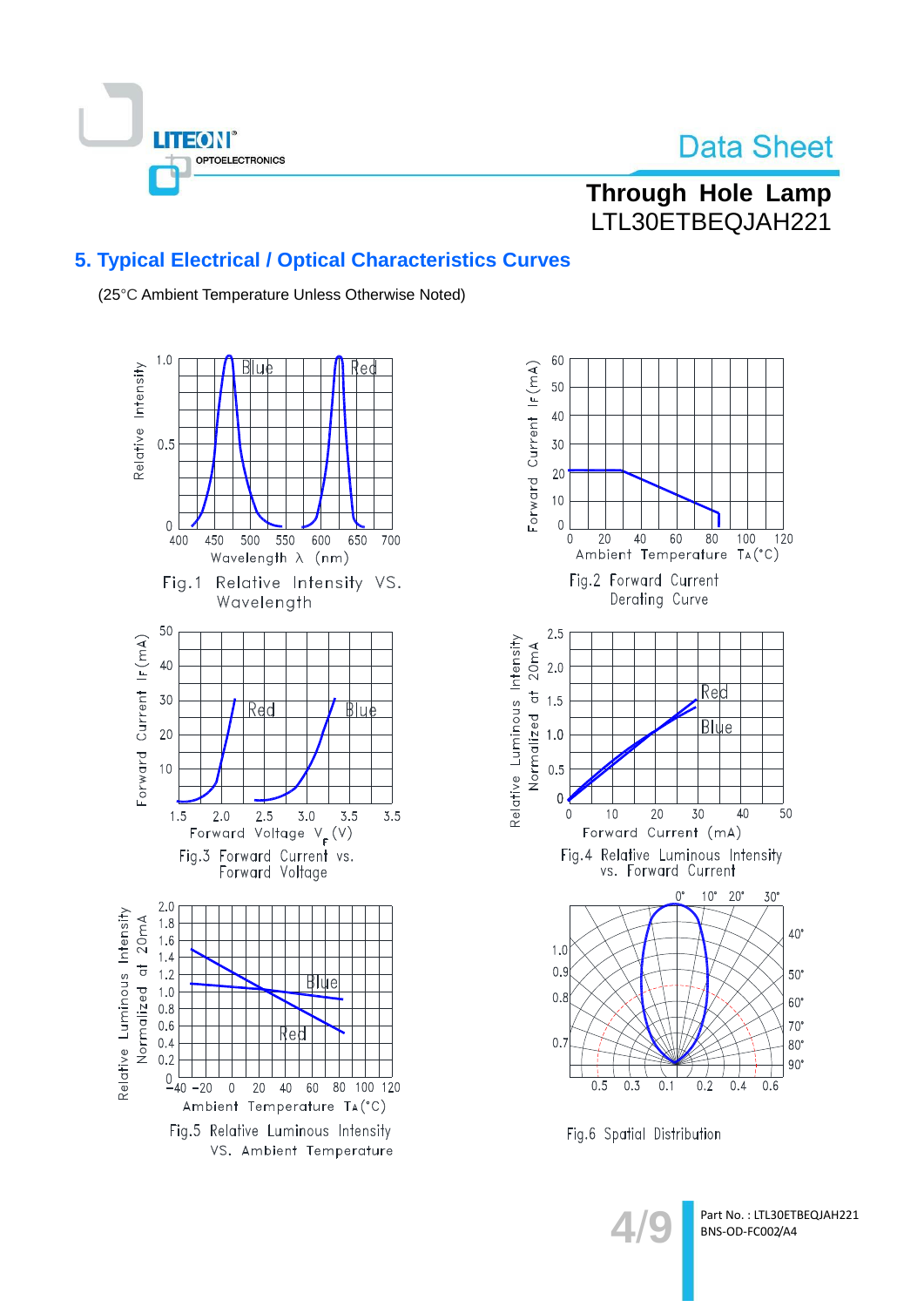## 5. Typical Electrical / Optical Characteristics Curves

(25°C Ambient Temperature Unless Otherwise Noted)

Fig.1 Relative Intensity VS. Wavelength

Fig.2 Forward Current Derating Curve

Fig.3 Forward Current vs. Forward Voltage

Fig.4 Relative Luminous Intensity vs. Forward Current

Fig.5 Relative Luminous Intensity VS. Ambient Temperature

Fig.6 Spatial Distribution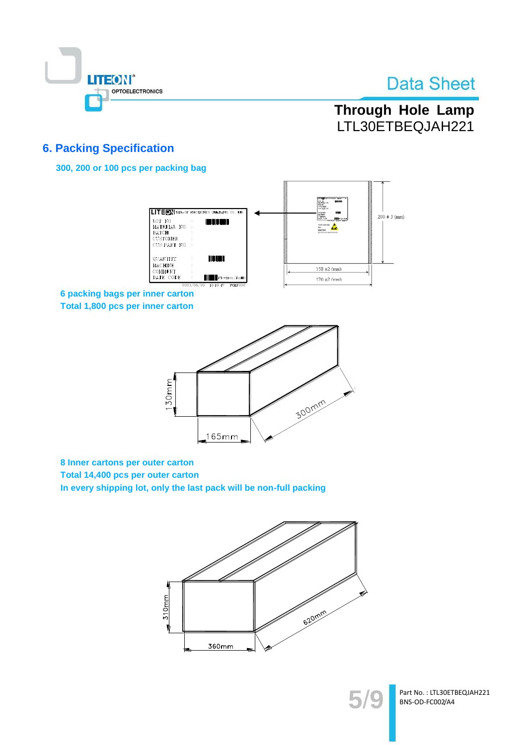## 6. Packing Specification

**300, 200 or 100 pcs per packing bag**

**6 packing bags per inner carton**
**Total 1,800 pcs per inner carton**

**8 Inner cartons per outer carton**
**Total 14,400 pcs per outer carton**
**In every shipping lot, only the last pack will be non-full packing**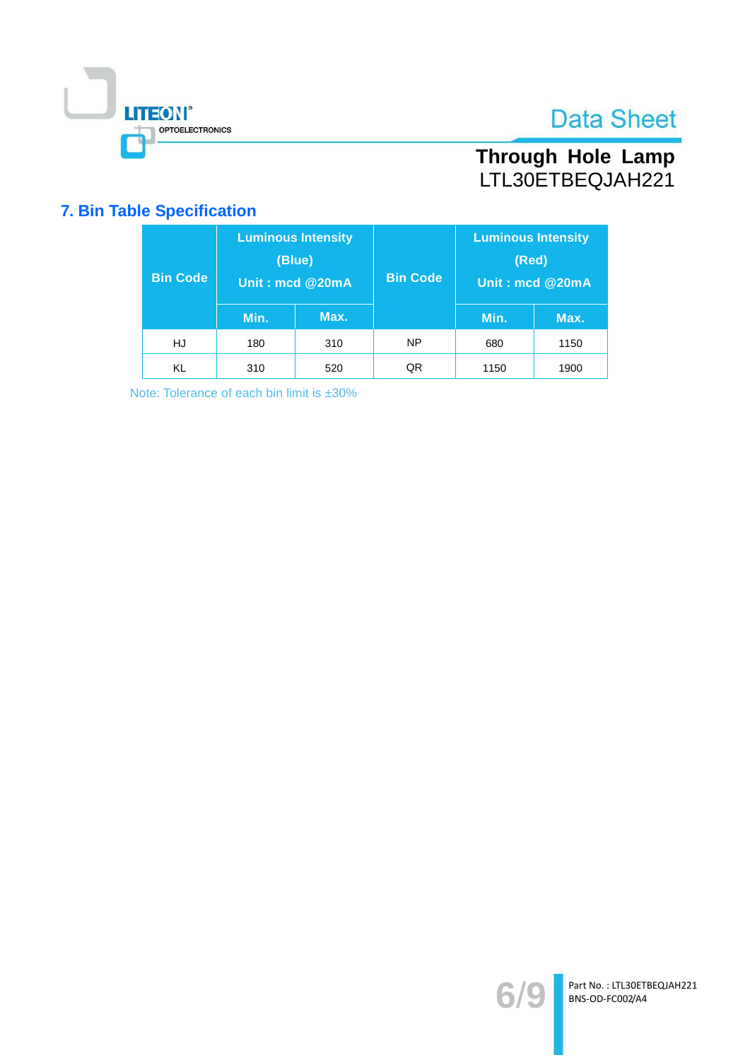## 7. Bin Table Specification

| Bin Code | Luminous Intensity (Blue) Unit : mcd @20mA | | Bin Code | Luminous Intensity (Red) Unit : mcd @20mA | |
|---|---|---|---|---|---|
| | Min. | Max. | | Min. | Max. |
| HJ | 180 | 310 | NP | 680 | 1150 |
| KL | 310 | 520 | QR | 1150 | 1900 |

Note: Tolerance of each bin limit is ±30%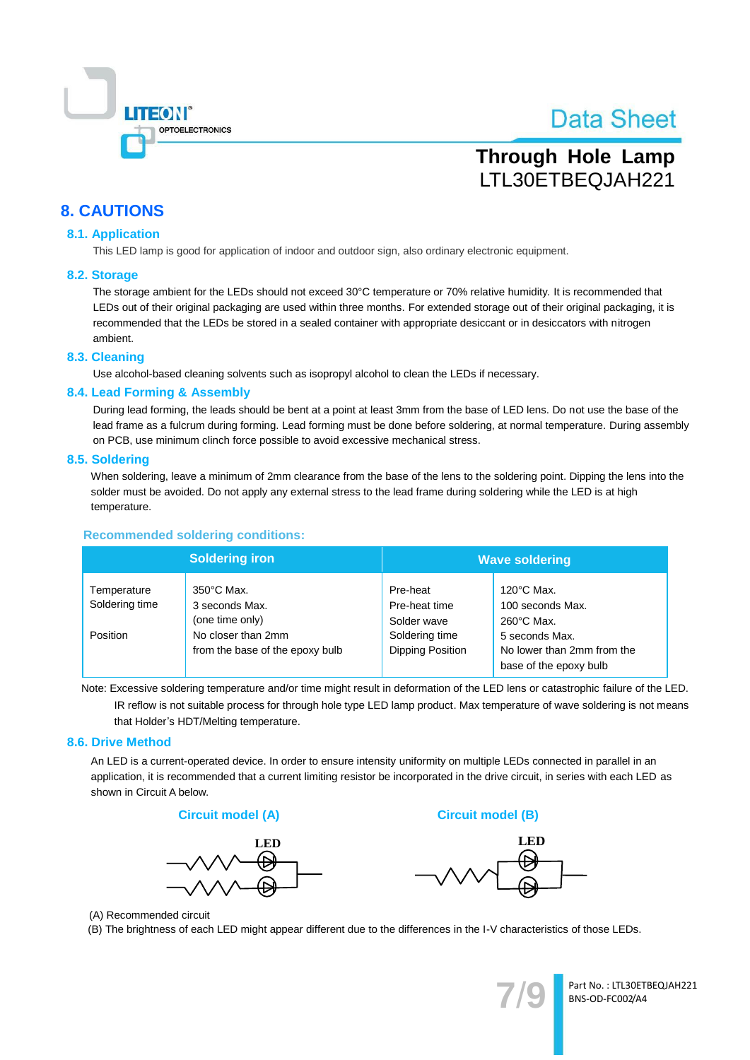## 8. CAUTIONS

### 8.1. Application

This LED lamp is good for application of indoor and outdoor sign, also ordinary electronic equipment.

### 8.2. Storage

The storage ambient for the LEDs should not exceed 30°C temperature or 70% relative humidity. It is recommended that LEDs out of their original packaging are used within three months. For extended storage out of their original packaging, it is recommended that the LEDs be stored in a sealed container with appropriate desiccant or in desiccators with nitrogen ambient.

### 8.3. Cleaning

Use alcohol-based cleaning solvents such as isopropyl alcohol to clean the LEDs if necessary.

### 8.4. Lead Forming & Assembly

During lead forming, the leads should be bent at a point at least 3mm from the base of LED lens. Do not use the base of the lead frame as a fulcrum during forming. Lead forming must be done before soldering, at normal temperature. During assembly on PCB, use minimum clinch force possible to avoid excessive mechanical stress.

### 8.5. Soldering

When soldering, leave a minimum of 2mm clearance from the base of the lens to the soldering point. Dipping the lens into the solder must be avoided. Do not apply any external stress to the lead frame during soldering while the LED is at high temperature.

**Recommended soldering conditions:**

| Soldering iron | | Wave soldering | |
|---|---|---|---|
| Temperature<br>Soldering time<br><br>Position | 350°C Max.<br>3 seconds Max.<br>(one time only)<br>No closer than 2mm<br>from the base of the epoxy bulb | Pre-heat<br>Pre-heat time<br>Solder wave<br>Soldering time<br>Dipping Position | 120°C Max.<br>100 seconds Max.<br>260°C Max.<br>5 seconds Max.<br>No lower than 2mm from the base of the epoxy bulb |

Note: Excessive soldering temperature and/or time might result in deformation of the LED lens or catastrophic failure of the LED. IR reflow is not suitable process for through hole type LED lamp product. Max temperature of wave soldering is not means that Holder's HDT/Melting temperature.

### 8.6. Drive Method

An LED is a current-operated device. In order to ensure intensity uniformity on multiple LEDs connected in parallel in an application, it is recommended that a current limiting resistor be incorporated in the drive circuit, in series with each LED as shown in Circuit A below.

**Circuit model (A)** **Circuit model (B)**

(A) Recommended circuit

(B) The brightness of each LED might appear different due to the differences in the I-V characteristics of those LEDs.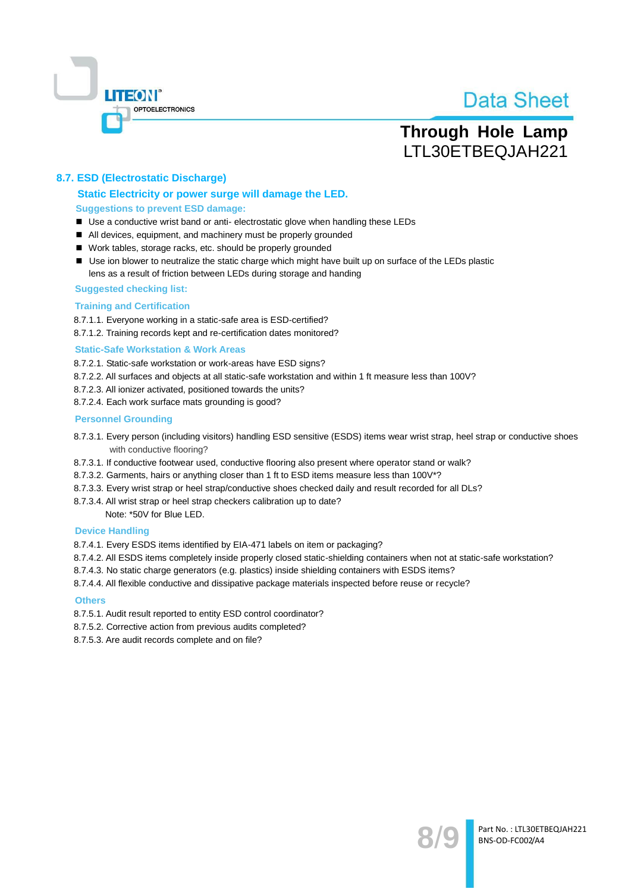## 8.7. ESD (Electrostatic Discharge)

### Static Electricity or power surge will damage the LED.

**Suggestions to prevent ESD damage:**

- Use a conductive wrist band or anti- electrostatic glove when handling these LEDs
- All devices, equipment, and machinery must be properly grounded
- Work tables, storage racks, etc. should be properly grounded
- Use ion blower to neutralize the static charge which might have built up on surface of the LEDs plastic lens as a result of friction between LEDs during storage and handing

**Suggested checking list:**

**Training and Certification**

8.7.1.1. Everyone working in a static-safe area is ESD-certified?
8.7.1.2. Training records kept and re-certification dates monitored?

**Static-Safe Workstation & Work Areas**

8.7.2.1. Static-safe workstation or work-areas have ESD signs?
8.7.2.2. All surfaces and objects at all static-safe workstation and within 1 ft measure less than 100V?
8.7.2.3. All ionizer activated, positioned towards the units?
8.7.2.4. Each work surface mats grounding is good?

**Personnel Grounding**

8.7.3.1. Every person (including visitors) handling ESD sensitive (ESDS) items wear wrist strap, heel strap or conductive shoes with conductive flooring?
8.7.3.1. If conductive footwear used, conductive flooring also present where operator stand or walk?
8.7.3.2. Garments, hairs or anything closer than 1 ft to ESD items measure less than 100V*?
8.7.3.3. Every wrist strap or heel strap/conductive shoes checked daily and result recorded for all DLs?
8.7.3.4. All wrist strap or heel strap checkers calibration up to date?
Note: *50V for Blue LED.

**Device Handling**

8.7.4.1. Every ESDS items identified by EIA-471 labels on item or packaging?
8.7.4.2. All ESDS items completely inside properly closed static-shielding containers when not at static-safe workstation?
8.7.4.3. No static charge generators (e.g. plastics) inside shielding containers with ESDS items?
8.7.4.4. All flexible conductive and dissipative package materials inspected before reuse or recycle?

**Others**

8.7.5.1. Audit result reported to entity ESD control coordinator?
8.7.5.2. Corrective action from previous audits completed?
8.7.5.3. Are audit records complete and on file?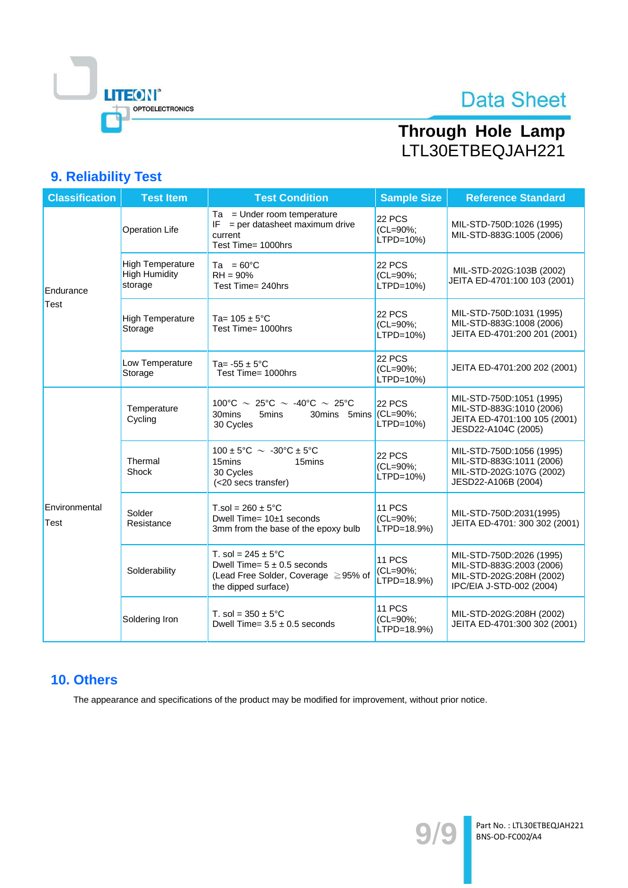## 9. Reliability Test

| Classification | Test Item | Test Condition | Sample Size | Reference Standard |
|---|---|---|---|---|
| Endurance Test | Operation Life | Ta = Under room temperature<br>IF = per datasheet maximum drive current<br>Test Time= 1000hrs | 22 PCS (CL=90%; LTPD=10%) | MIL-STD-750D:1026 (1995)<br>MIL-STD-883G:1005 (2006) |
| | High Temperature High Humidity storage | Ta = 60°C<br>RH = 90%<br>Test Time= 240hrs | 22 PCS (CL=90%; LTPD=10%) | MIL-STD-202G:103B (2002)<br>JEITA ED-4701:100 103 (2001) |
| | High Temperature Storage | Ta= 105 ± 5°C<br>Test Time= 1000hrs | 22 PCS (CL=90%; LTPD=10%) | MIL-STD-750D:1031 (1995)<br>MIL-STD-883G:1008 (2006)<br>JEITA ED-4701:200 201 (2001) |
| | Low Temperature Storage | Ta= -55 ± 5°C<br>Test Time= 1000hrs | 22 PCS (CL=90%; LTPD=10%) | JEITA ED-4701:200 202 (2001) |
| Environmental Test | Temperature Cycling | 100°C ~ 25°C ~ -40°C ~ 25°C<br>30mins 5mins 30mins 5mins<br>30 Cycles | 22 PCS (CL=90%; LTPD=10%) | MIL-STD-750D:1051 (1995)<br>MIL-STD-883G:1010 (2006)<br>JEITA ED-4701:100 105 (2001)<br>JESD22-A104C (2005) |
| | Thermal Shock | 100 ± 5°C ~ -30°C ± 5°C<br>15mins 15mins<br>30 Cycles<br>(<20 secs transfer) | 22 PCS (CL=90%; LTPD=10%) | MIL-STD-750D:1056 (1995)<br>MIL-STD-883G:1011 (2006)<br>MIL-STD-202G:107G (2002)<br>JESD22-A106B (2004) |
| | Solder Resistance | T.sol = 260 ± 5°C<br>Dwell Time= 10±1 seconds<br>3mm from the base of the epoxy bulb | 11 PCS (CL=90%; LTPD=18.9%) | MIL-STD-750D:2031(1995)<br>JEITA ED-4701: 300 302 (2001) |
| | Solderability | T. sol = 245 ± 5°C<br>Dwell Time= 5 ± 0.5 seconds<br>(Lead Free Solder, Coverage ≧95% of the dipped surface) | 11 PCS (CL=90%; LTPD=18.9%) | MIL-STD-750D:2026 (1995)<br>MIL-STD-883G:2003 (2006)<br>MIL-STD-202G:208H (2002)<br>IPC/EIA J-STD-002 (2004) |
| | Soldering Iron | T. sol = 350 ± 5°C<br>Dwell Time= 3.5 ± 0.5 seconds | 11 PCS (CL=90%; LTPD=18.9%) | MIL-STD-202G:208H (2002)<br>JEITA ED-4701:300 302 (2001) |

## 10. Others

The appearance and specifications of the product may be modified for improvement, without prior notice.